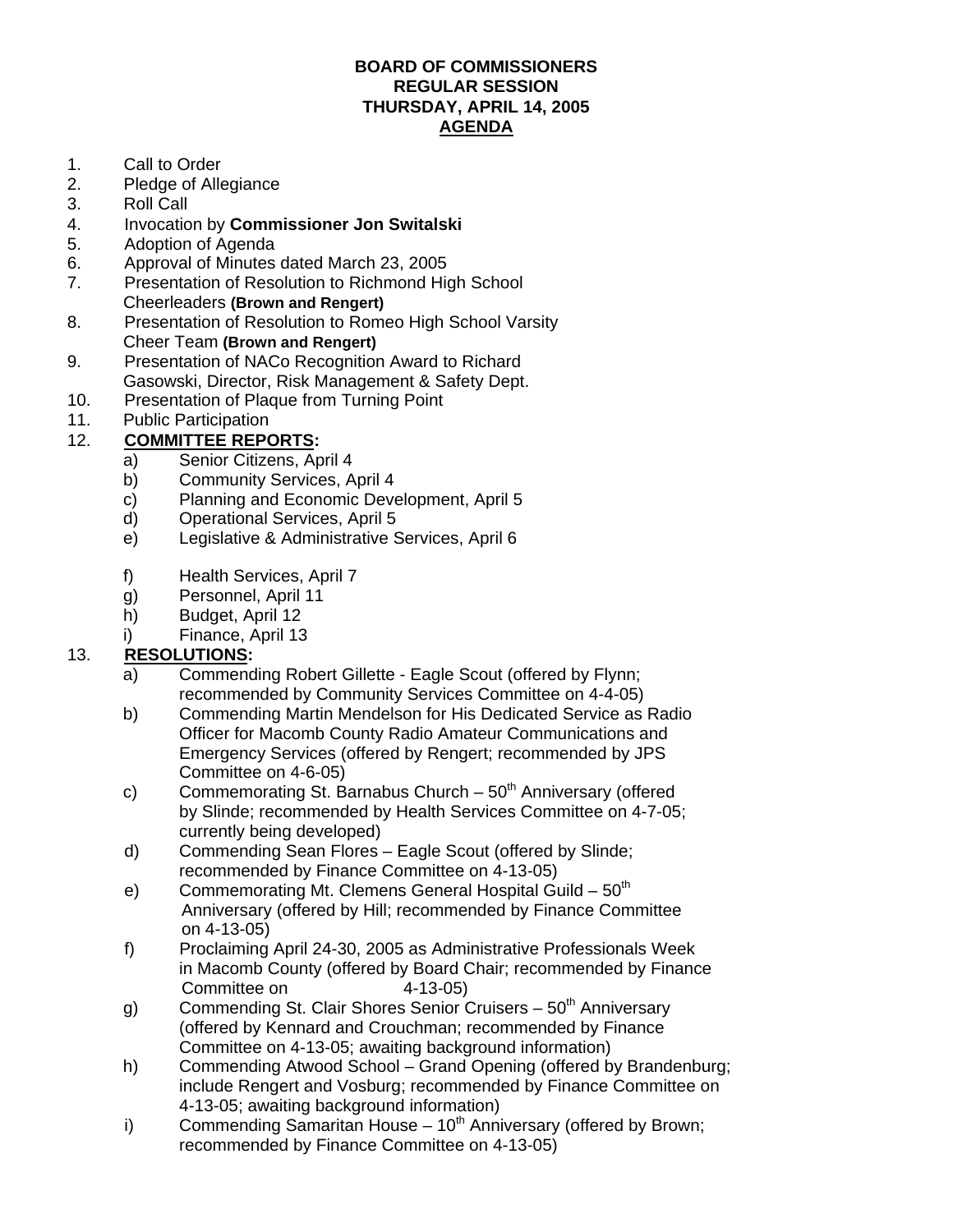# BOARD OF COMMISSIONERS
# REGULAR SESSION
# THURSDAY, APRIL 14, 2005
# AGENDA

1. Call to Order
2. Pledge of Allegiance
3. Roll Call
4. Invocation by **Commissioner Jon Switalski**
5. Adoption of Agenda
6. Approval of Minutes dated March 23, 2005
7. Presentation of Resolution to Richmond High School Cheerleaders **(Brown and Rengert)**
8. Presentation of Resolution to Romeo High School Varsity Cheer Team **(Brown and Rengert)**
9. Presentation of NACo Recognition Award to Richard Gasowski, Director, Risk Management & Safety Dept.
10. Presentation of Plaque from Turning Point
11. Public Participation
12. **COMMITTEE REPORTS:**
    - a) Senior Citizens, April 4
    - b) Community Services, April 4
    - c) Planning and Economic Development, April 5
    - d) Operational Services, April 5
    - e) Legislative & Administrative Services, April 6
    - f) Health Services, April 7
    - g) Personnel, April 11
    - h) Budget, April 12
    - i) Finance, April 13
13. **RESOLUTIONS:**
    - a) Commending Robert Gillette - Eagle Scout (offered by Flynn; recommended by Community Services Committee on 4-4-05)
    - b) Commending Martin Mendelson for His Dedicated Service as Radio Officer for Macomb County Radio Amateur Communications and Emergency Services (offered by Rengert; recommended by JPS Committee on 4-6-05)
    - c) Commemorating St. Barnabus Church – 50th Anniversary (offered by Slinde; recommended by Health Services Committee on 4-7-05; currently being developed)
    - d) Commending Sean Flores – Eagle Scout (offered by Slinde; recommended by Finance Committee on 4-13-05)
    - e) Commemorating Mt. Clemens General Hospital Guild – 50th Anniversary (offered by Hill; recommended by Finance Committee on 4-13-05)
    - f) Proclaiming April 24-30, 2005 as Administrative Professionals Week in Macomb County (offered by Board Chair; recommended by Finance Committee on 4-13-05)
    - g) Commending St. Clair Shores Senior Cruisers – 50th Anniversary (offered by Kennard and Crouchman; recommended by Finance Committee on 4-13-05; awaiting background information)
    - h) Commending Atwood School – Grand Opening (offered by Brandenburg; include Rengert and Vosburg; recommended by Finance Committee on 4-13-05; awaiting background information)
    - i) Commending Samaritan House – 10th Anniversary (offered by Brown; recommended by Finance Committee on 4-13-05)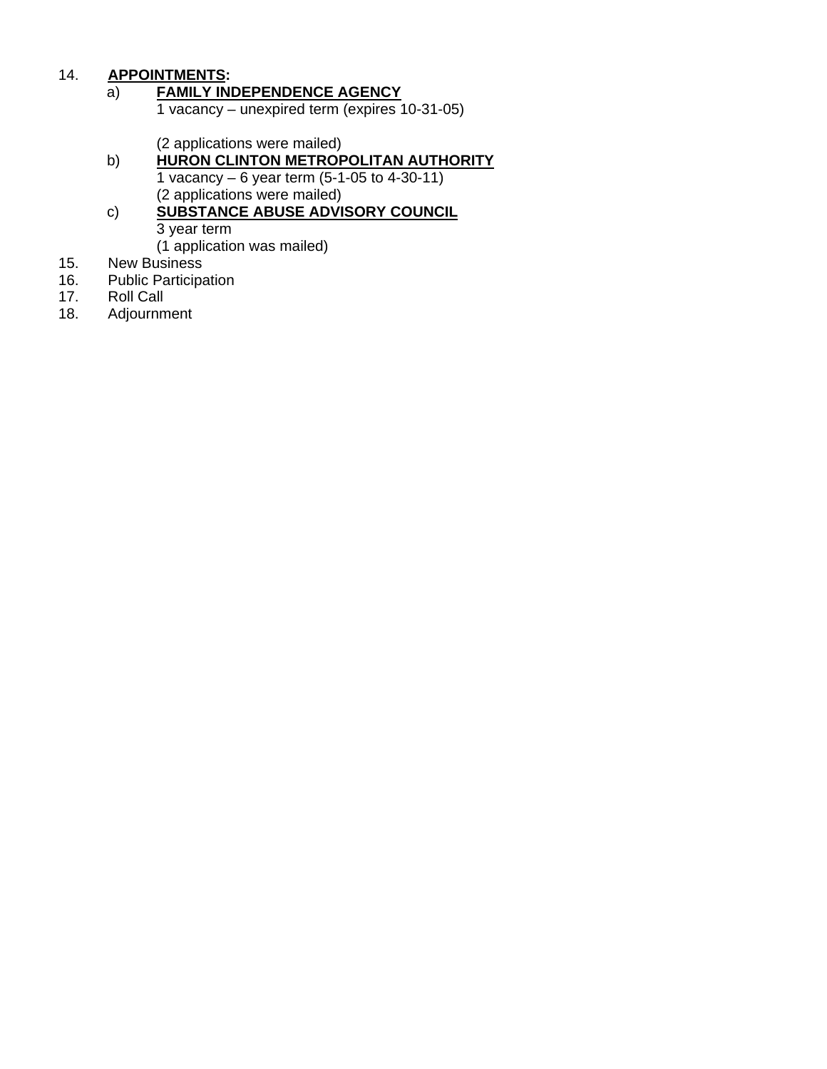14. **APPOINTMENTS:**
   a) **FAMILY INDEPENDENCE AGENCY**
      1 vacancy – unexpired term (expires 10-31-05)

      (2 applications were mailed)
   b) **HURON CLINTON METROPOLITAN AUTHORITY**
      1 vacancy – 6 year term (5-1-05 to 4-30-11)
      (2 applications were mailed)
   c) **SUBSTANCE ABUSE ADVISORY COUNCIL**
      3 year term
      (1 application was mailed)
15. New Business
16. Public Participation
17. Roll Call
18. Adjournment